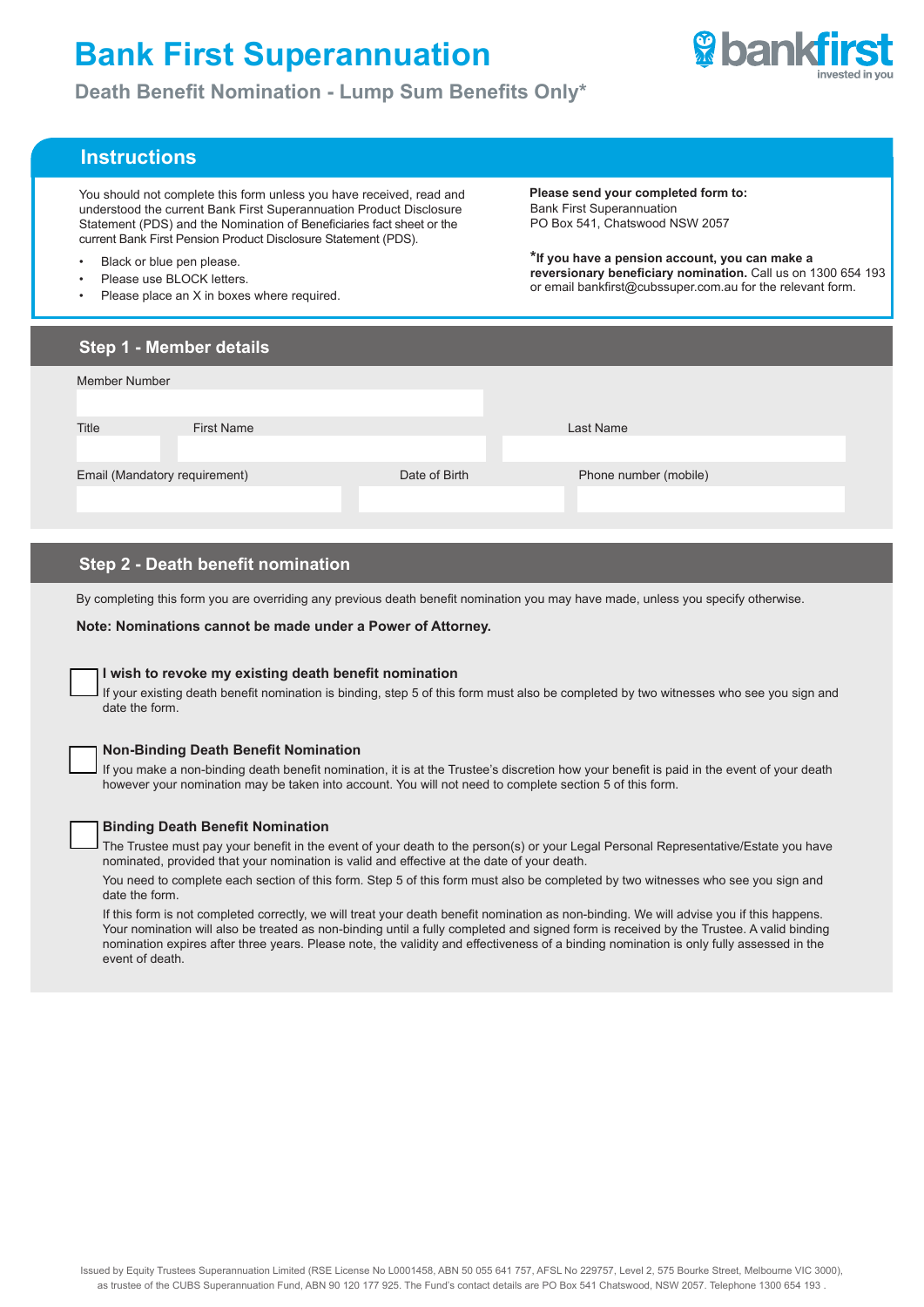# Bank First Superannuation

## Death Benefit Nomination - Lump Sum Benefits Only*

## Instructions

You should not complete this form unless you have received, read and understood the current Bank First Superannuation Product Disclosure Statement (PDS) and the Nomination of Beneficiaries fact sheet or the current Bank First Pension Product Disclosure Statement (PDS).

- Black or blue pen please.
- Please use BLOCK letters.
- Please place an X in boxes where required.

**Please send your completed form to:**
Bank First Superannuation
PO Box 541, Chatswood NSW 2057

***If you have a pension account, you can make a reversionary beneficiary nomination.** Call us on 1300 654 193 or email bankfirst@cubssuper.com.au for the relevant form.

## Step 1 - Member details

Member Number

Title | First Name | Last Name

Email (Mandatory requirement) | Date of Birth | Phone number (mobile)

## Step 2 - Death benefit nomination

By completing this form you are overriding any previous death benefit nomination you may have made, unless you specify otherwise.

**Note: Nominations cannot be made under a Power of Attorney.**

☐ **I wish to revoke my existing death benefit nomination**
If your existing death benefit nomination is binding, step 5 of this form must also be completed by two witnesses who see you sign and date the form.

☐ **Non-Binding Death Benefit Nomination**
If you make a non-binding death benefit nomination, it is at the Trustee's discretion how your benefit is paid in the event of your death however your nomination may be taken into account. You will not need to complete section 5 of this form.

☐ **Binding Death Benefit Nomination**
The Trustee must pay your benefit in the event of your death to the person(s) or your Legal Personal Representative/Estate you have nominated, provided that your nomination is valid and effective at the date of your death.

You need to complete each section of this form. Step 5 of this form must also be completed by two witnesses who see you sign and date the form.

If this form is not completed correctly, we will treat your death benefit nomination as non-binding. We will advise you if this happens. Your nomination will also be treated as non-binding until a fully completed and signed form is received by the Trustee. A valid binding nomination expires after three years. Please note, the validity and effectiveness of a binding nomination is only fully assessed in the event of death.

Issued by Equity Trustees Superannuation Limited (RSE License No L0001458, ABN 50 055 641 757, AFSL No 229757, Level 2, 575 Bourke Street, Melbourne VIC 3000), as trustee of the CUBS Superannuation Fund, ABN 90 120 177 925. The Fund's contact details are PO Box 541 Chatswood, NSW 2057. Telephone 1300 654 193 .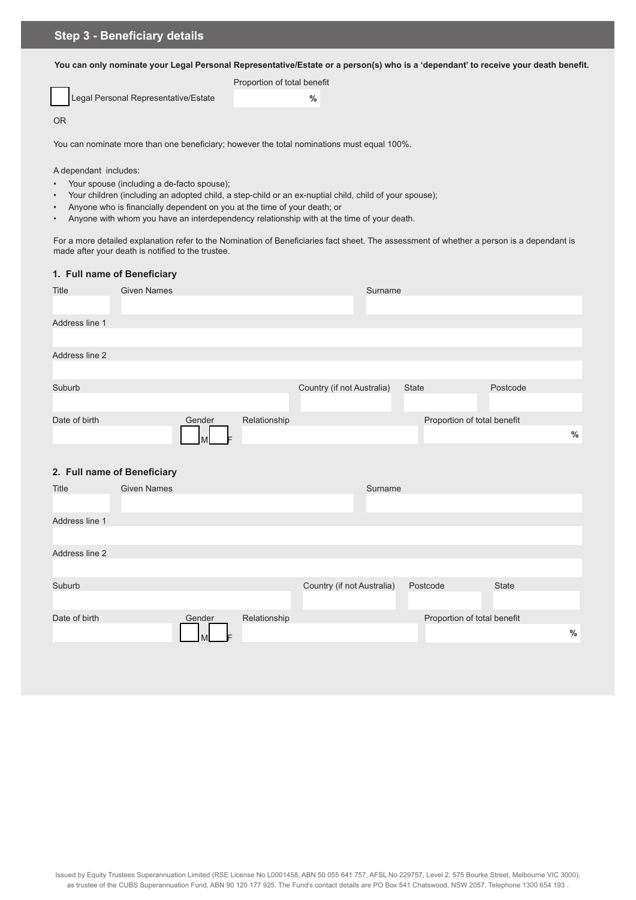## Step 3 - Beneficiary details

**You can only nominate your Legal Personal Representative/Estate or a person(s) who is a 'dependant' to receive your death benefit.**

| | Proportion of total benefit |
|---|---|
| ☐ Legal Personal Representative/Estate | % |

OR

You can nominate more than one beneficiary; however the total nominations must equal 100%.

A dependant includes:

- Your spouse (including a de-facto spouse);
- Your children (including an adopted child, a step-child or an ex-nuptial child, child of your spouse);
- Anyone who is financially dependent on you at the time of your death; or
- Anyone with whom you have an interdependency relationship with at the time of your death.

For a more detailed explanation refer to the Nomination of Beneficiaries fact sheet. The assessment of whether a person is a dependant is made after your death is notified to the trustee.

### 1. Full name of Beneficiary

| Title | Given Names | Surname |
|---|---|---|
| | | |

Address line 1

Address line 2

| Suburb | Country (if not Australia) | State | Postcode |
|---|---|---|---|
| | | | |

| Date of birth | Gender | Relationship | Proportion of total benefit |
|---|---|---|---|
| | ☐ M ☐ F | | % |

### 2. Full name of Beneficiary

| Title | Given Names | Surname |
|---|---|---|
| | | |

Address line 1

Address line 2

| Suburb | Country (if not Australia) | Postcode | State |
|---|---|---|---|
| | | | |

| Date of birth | Gender | Relationship | Proportion of total benefit |
|---|---|---|---|
| | ☐ M ☐ F | | % |

Issued by Equity Trustees Superannuation Limited (RSE License No L0001458, ABN 50 055 641 757, AFSL No 229757, Level 2, 575 Bourke Street, Melbourne VIC 3000), as trustee of the CUBS Superannuation Fund, ABN 90 120 177 925. The Fund's contact details are PO Box 541 Chatswood, NSW 2057. Telephone 1300 654 193 .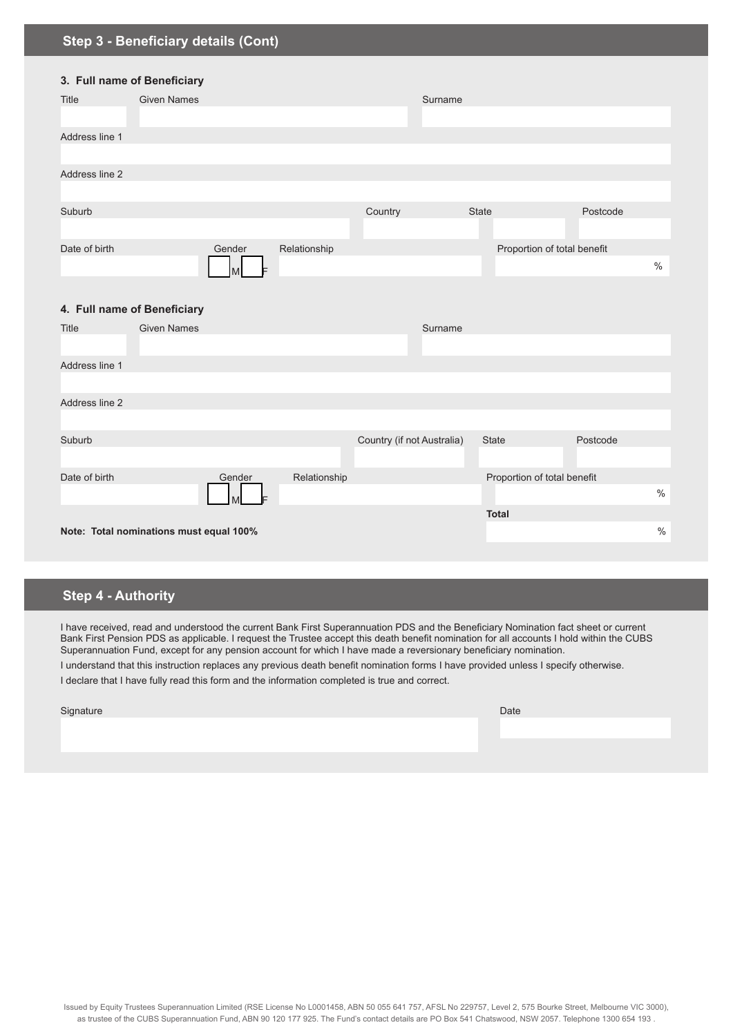## Step 3 - Beneficiary details (Cont)

### 3. Full name of Beneficiary

Title

Given Names

Surname

Address line 1

Address line 2

Suburb

Country

State

Postcode

Date of birth

Gender

M F

Relationship

Proportion of total benefit

%

### 4. Full name of Beneficiary

Title

Given Names

Surname

Address line 1

Address line 2

Suburb

Country (if not Australia)

State

Postcode

Date of birth

Gender

M F

Relationship

Proportion of total benefit

%

**Total**

%

**Note: Total nominations must equal 100%**

## Step 4 - Authority

I have received, read and understood the current Bank First Superannuation PDS and the Beneficiary Nomination fact sheet or current Bank First Pension PDS as applicable. I request the Trustee accept this death benefit nomination for all accounts I hold within the CUBS Superannuation Fund, except for any pension account for which I have made a reversionary beneficiary nomination.

I understand that this instruction replaces any previous death benefit nomination forms I have provided unless I specify otherwise.

I declare that I have fully read this form and the information completed is true and correct.

Signature

Date

Issued by Equity Trustees Superannuation Limited (RSE License No L0001458, ABN 50 055 641 757, AFSL No 229757, Level 2, 575 Bourke Street, Melbourne VIC 3000), as trustee of the CUBS Superannuation Fund, ABN 90 120 177 925. The Fund's contact details are PO Box 541 Chatswood, NSW 2057. Telephone 1300 654 193 .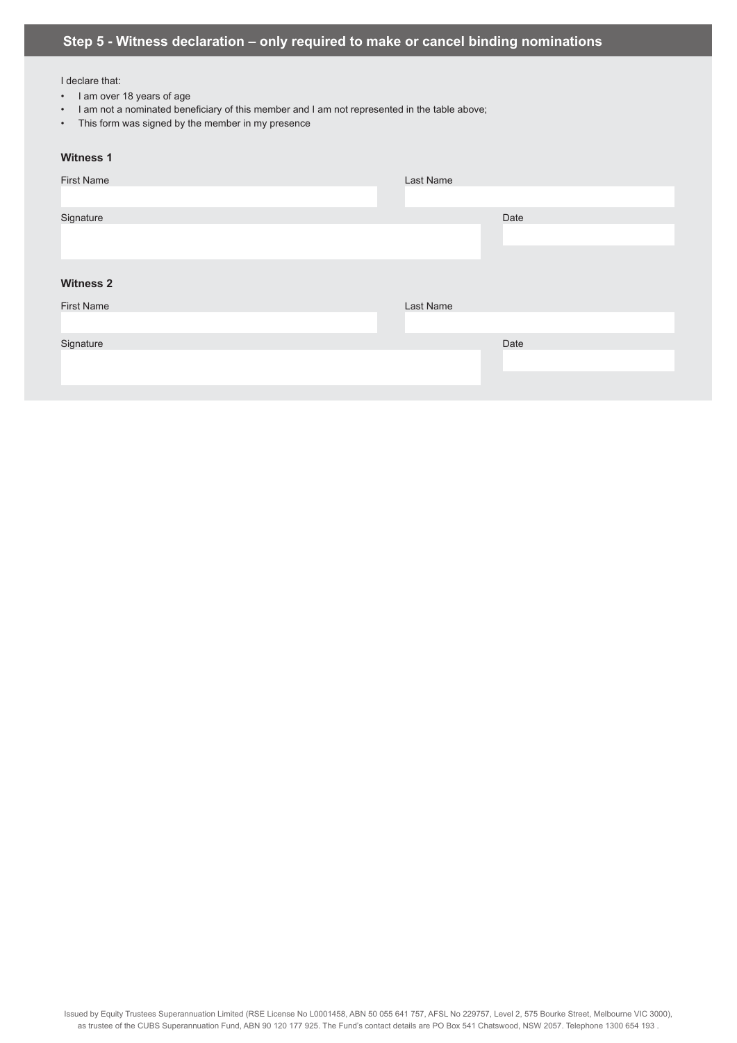## Step 5 - Witness declaration – only required to make or cancel binding nominations

I declare that:

- I am over 18 years of age
- I am not a nominated beneficiary of this member and I am not represented in the table above;
- This form was signed by the member in my presence

**Witness 1**

First Name

Last Name

Signature

Date

**Witness 2**

First Name

Last Name

Signature

Date

Issued by Equity Trustees Superannuation Limited (RSE License No L0001458, ABN 50 055 641 757, AFSL No 229757, Level 2, 575 Bourke Street, Melbourne VIC 3000), as trustee of the CUBS Superannuation Fund, ABN 90 120 177 925. The Fund's contact details are PO Box 541 Chatswood, NSW 2057. Telephone 1300 654 193 .